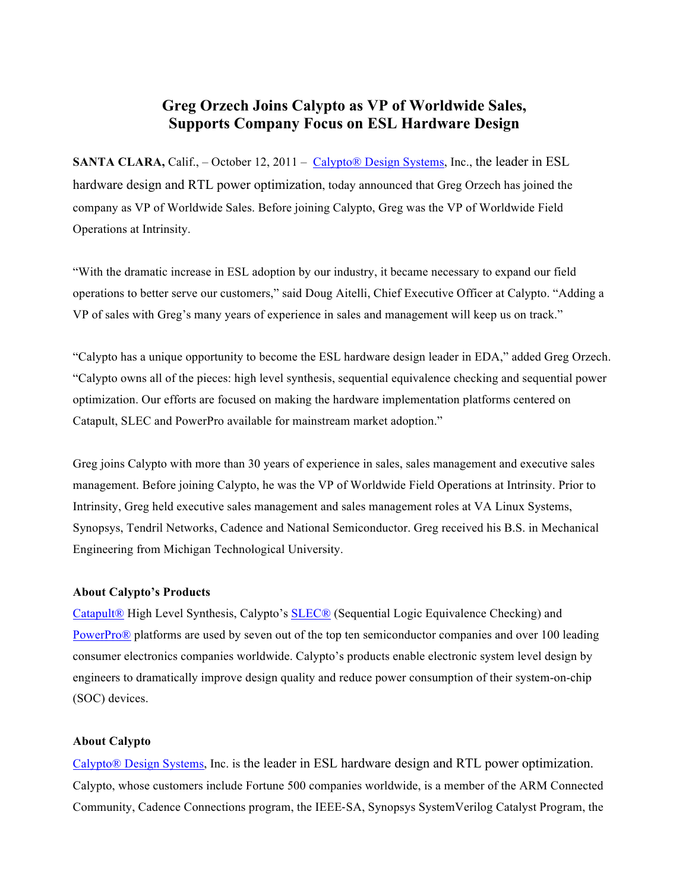# Greg Orzech Joins Calypto as VP of Worldwide Sales, Supports Company Focus on ESL Hardware Design

**SANTA CLARA,** Calif., – October 12, 2011 – Calypto® Design Systems, Inc., the leader in ESL hardware design and RTL power optimization, today announced that Greg Orzech has joined the company as VP of Worldwide Sales. Before joining Calypto, Greg was the VP of Worldwide Field Operations at Intrinsity.

"With the dramatic increase in ESL adoption by our industry, it became necessary to expand our field operations to better serve our customers," said Doug Aitelli, Chief Executive Officer at Calypto. "Adding a VP of sales with Greg's many years of experience in sales and management will keep us on track."

"Calypto has a unique opportunity to become the ESL hardware design leader in EDA," added Greg Orzech. "Calypto owns all of the pieces: high level synthesis, sequential equivalence checking and sequential power optimization. Our efforts are focused on making the hardware implementation platforms centered on Catapult, SLEC and PowerPro available for mainstream market adoption."

Greg joins Calypto with more than 30 years of experience in sales, sales management and executive sales management. Before joining Calypto, he was the VP of Worldwide Field Operations at Intrinsity. Prior to Intrinsity, Greg held executive sales management and sales management roles at VA Linux Systems, Synopsys, Tendril Networks, Cadence and National Semiconductor. Greg received his B.S. in Mechanical Engineering from Michigan Technological University.

**About Calypto's Products**

Catapult® High Level Synthesis, Calypto's SLEC® (Sequential Logic Equivalence Checking) and PowerPro® platforms are used by seven out of the top ten semiconductor companies and over 100 leading consumer electronics companies worldwide. Calypto's products enable electronic system level design by engineers to dramatically improve design quality and reduce power consumption of their system-on-chip (SOC) devices.

**About Calypto**

Calypto® Design Systems, Inc. is the leader in ESL hardware design and RTL power optimization. Calypto, whose customers include Fortune 500 companies worldwide, is a member of the ARM Connected Community, Cadence Connections program, the IEEE-SA, Synopsys SystemVerilog Catalyst Program, the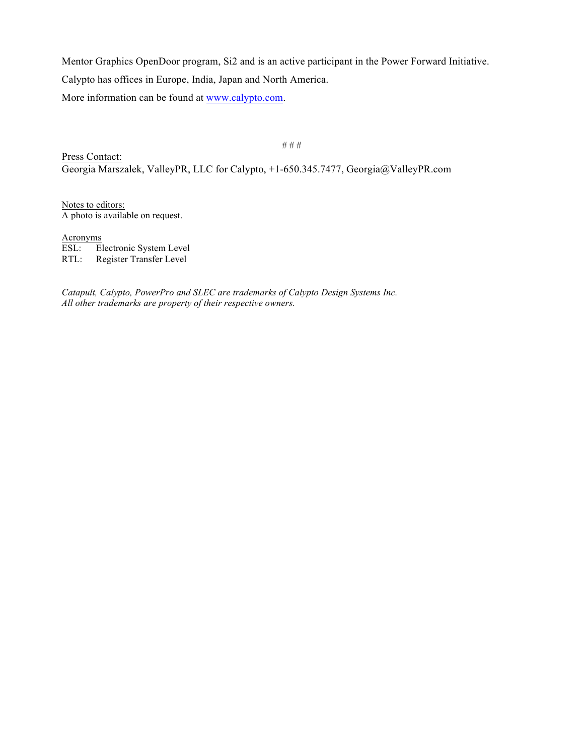Mentor Graphics OpenDoor program, Si2 and is an active participant in the Power Forward Initiative.

Calypto has offices in Europe, India, Japan and North America.

More information can be found at [www.calypto.com](http://www.calypto.com).

# # #

Press Contact:
Georgia Marszalek, ValleyPR, LLC for Calypto, +1-650.345.7477, Georgia@ValleyPR.com

Notes to editors:
A photo is available on request.

Acronyms
ESL: Electronic System Level
RTL: Register Transfer Level

*Catapult, Calypto, PowerPro and SLEC are trademarks of Calypto Design Systems Inc.*
*All other trademarks are property of their respective owners.*